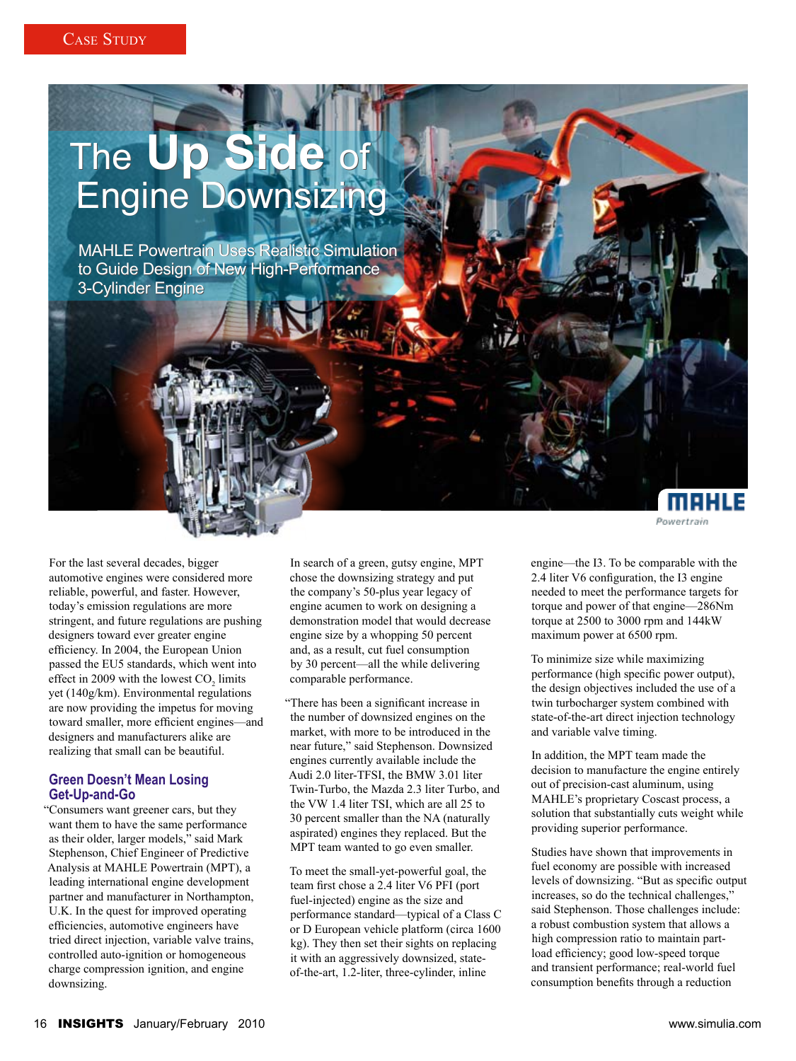Case Study

# The Up Side of Engine Downsizing

MAHLE Powertrain Uses Realistic Simulation to Guide Design of New High-Performance 3-Cylinder Engine

For the last several decades, bigger automotive engines were considered more reliable, powerful, and faster. However, today's emission regulations are more stringent, and future regulations are pushing designers toward ever greater engine efficiency. In 2004, the European Union passed the EU5 standards, which went into effect in 2009 with the lowest $CO_2$ limits yet (140g/km). Environmental regulations are now providing the impetus for moving toward smaller, more efficient engines—and designers and manufacturers alike are realizing that small can be beautiful.

## Green Doesn't Mean Losing Get-Up-and-Go

"Consumers want greener cars, but they want them to have the same performance as their older, larger models," said Mark Stephenson, Chief Engineer of Predictive Analysis at MAHLE Powertrain (MPT), a leading international engine development partner and manufacturer in Northampton, U.K. In the quest for improved operating efficiencies, automotive engineers have tried direct injection, variable valve trains, controlled auto-ignition or homogeneous charge compression ignition, and engine downsizing.

In search of a green, gutsy engine, MPT chose the downsizing strategy and put the company's 50-plus year legacy of engine acumen to work on designing a demonstration model that would decrease engine size by a whopping 50 percent and, as a result, cut fuel consumption by 30 percent—all the while delivering comparable performance.

"There has been a significant increase in the number of downsized engines on the market, with more to be introduced in the near future," said Stephenson. Downsized engines currently available include the Audi 2.0 liter-TFSI, the BMW 3.01 liter Twin-Turbo, the Mazda 2.3 liter Turbo, and the VW 1.4 liter TSI, which are all 25 to 30 percent smaller than the NA (naturally aspirated) engines they replaced. But the MPT team wanted to go even smaller.

To meet the small-yet-powerful goal, the team first chose a 2.4 liter V6 PFI (port fuel-injected) engine as the size and performance standard—typical of a Class C or D European vehicle platform (circa 1600 kg). They then set their sights on replacing it with an aggressively downsized, state-of-the-art, 1.2-liter, three-cylinder, inline engine—the I3. To be comparable with the 2.4 liter V6 configuration, the I3 engine needed to meet the performance targets for torque and power of that engine—286Nm torque at 2500 to 3000 rpm and 144kW maximum power at 6500 rpm.

To minimize size while maximizing performance (high specific power output), the design objectives included the use of a twin turbocharger system combined with state-of-the-art direct injection technology and variable valve timing.

In addition, the MPT team made the decision to manufacture the engine entirely out of precision-cast aluminum, using MAHLE's proprietary Coscast process, a solution that substantially cuts weight while providing superior performance.

Studies have shown that improvements in fuel economy are possible with increased levels of downsizing. "But as specific output increases, so do the technical challenges," said Stephenson. Those challenges include: a robust combustion system that allows a high compression ratio to maintain part-load efficiency; good low-speed torque and transient performance; real-world fuel consumption benefits through a reduction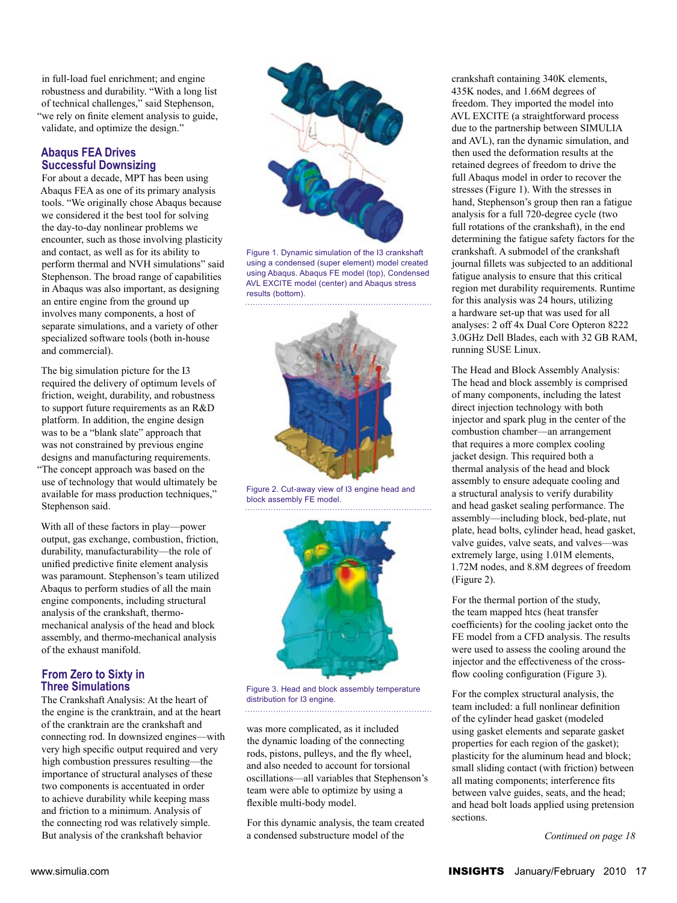in full-load fuel enrichment; and engine robustness and durability. "With a long list of technical challenges," said Stephenson, "we rely on finite element analysis to guide, validate, and optimize the design."

## Abaqus FEA Drives Successful Downsizing

For about a decade, MPT has been using Abaqus FEA as one of its primary analysis tools. "We originally chose Abaqus because we considered it the best tool for solving the day-to-day nonlinear problems we encounter, such as those involving plasticity and contact, as well as for its ability to perform thermal and NVH simulations" said Stephenson. The broad range of capabilities in Abaqus was also important, as designing an entire engine from the ground up involves many components, a host of separate simulations, and a variety of other specialized software tools (both in-house and commercial).

The big simulation picture for the I3 required the delivery of optimum levels of friction, weight, durability, and robustness to support future requirements as an R&D platform. In addition, the engine design was to be a "blank slate" approach that was not constrained by previous engine designs and manufacturing requirements. "The concept approach was based on the use of technology that would ultimately be available for mass production techniques," Stephenson said.

With all of these factors in play—power output, gas exchange, combustion, friction, durability, manufacturability—the role of unified predictive finite element analysis was paramount. Stephenson's team utilized Abaqus to perform studies of all the main engine components, including structural analysis of the crankshaft, thermo-mechanical analysis of the head and block assembly, and thermo-mechanical analysis of the exhaust manifold.

## From Zero to Sixty in Three Simulations

The Crankshaft Analysis: At the heart of the engine is the cranktrain, and at the heart of the cranktrain are the crankshaft and connecting rod. In downsized engines—with very high specific output required and very high combustion pressures resulting—the importance of structural analyses of these two components is accentuated in order to achieve durability while keeping mass and friction to a minimum. Analysis of the connecting rod was relatively simple. But analysis of the crankshaft behavior was more complicated, as it included the dynamic loading of the connecting rods, pistons, pulleys, and the fly wheel, and also needed to account for torsional oscillations—all variables that Stephenson's team were able to optimize by using a flexible multi-body model.

Figure 1. Dynamic simulation of the I3 crankshaft using a condensed (super element) model created using Abaqus. Abaqus FE model (top), Condensed AVL EXCITE model (center) and Abaqus stress results (bottom).

Figure 2. Cut-away view of I3 engine head and block assembly FE model.

Figure 3. Head and block assembly temperature distribution for I3 engine.

For this dynamic analysis, the team created a condensed substructure model of the crankshaft containing 340K elements, 435K nodes, and 1.66M degrees of freedom. They imported the model into AVL EXCITE (a straightforward process due to the partnership between SIMULIA and AVL), ran the dynamic simulation, and then used the deformation results at the retained degrees of freedom to drive the full Abaqus model in order to recover the stresses (Figure 1). With the stresses in hand, Stephenson's group then ran a fatigue analysis for a full 720-degree cycle (two full rotations of the crankshaft), in the end determining the fatigue safety factors for the crankshaft. A submodel of the crankshaft journal fillets was subjected to an additional fatigue analysis to ensure that this critical region met durability requirements. Runtime for this analysis was 24 hours, utilizing a hardware set-up that was used for all analyses: 2 off 4x Dual Core Opteron 8222 3.0GHz Dell Blades, each with 32 GB RAM, running SUSE Linux.

The Head and Block Assembly Analysis: The head and block assembly is comprised of many components, including the latest direct injection technology with both injector and spark plug in the center of the combustion chamber—an arrangement that requires a more complex cooling jacket design. This required both a thermal analysis of the head and block assembly to ensure adequate cooling and a structural analysis to verify durability and head gasket sealing performance. The assembly—including block, bed-plate, nut plate, head bolts, cylinder head, head gasket, valve guides, valve seats, and valves—was extremely large, using 1.01M elements, 1.72M nodes, and 8.8M degrees of freedom (Figure 2).

For the thermal portion of the study, the team mapped htcs (heat transfer coefficients) for the cooling jacket onto the FE model from a CFD analysis. The results were used to assess the cooling around the injector and the effectiveness of the cross-flow cooling configuration (Figure 3).

For the complex structural analysis, the team included: a full nonlinear definition of the cylinder head gasket (modeled using gasket elements and separate gasket properties for each region of the gasket); plasticity for the aluminum head and block; small sliding contact (with friction) between all mating components; interference fits between valve guides, seats, and the head; and head bolt loads applied using pretension sections.

*Continued on page 18*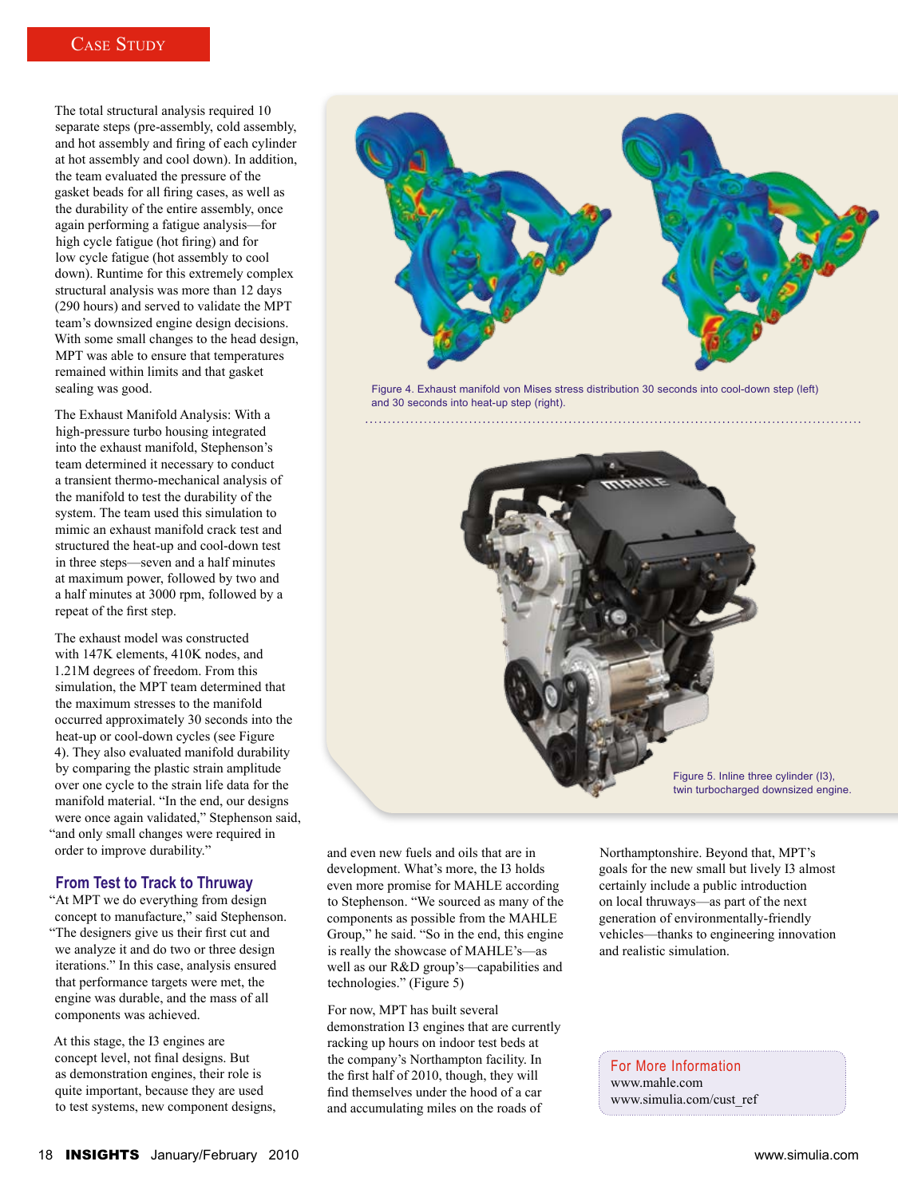The total structural analysis required 10 separate steps (pre-assembly, cold assembly, and hot assembly and firing of each cylinder at hot assembly and cool down). In addition, the team evaluated the pressure of the gasket beads for all firing cases, as well as the durability of the entire assembly, once again performing a fatigue analysis—for high cycle fatigue (hot firing) and for low cycle fatigue (hot assembly to cool down). Runtime for this extremely complex structural analysis was more than 12 days (290 hours) and served to validate the MPT team's downsized engine design decisions. With some small changes to the head design, MPT was able to ensure that temperatures remained within limits and that gasket sealing was good.

The Exhaust Manifold Analysis: With a high-pressure turbo housing integrated into the exhaust manifold, Stephenson's team determined it necessary to conduct a transient thermo-mechanical analysis of the manifold to test the durability of the system. The team used this simulation to mimic an exhaust manifold crack test and structured the heat-up and cool-down test in three steps—seven and a half minutes at maximum power, followed by two and a half minutes at 3000 rpm, followed by a repeat of the first step.

The exhaust model was constructed with 147K elements, 410K nodes, and 1.21M degrees of freedom. From this simulation, the MPT team determined that the maximum stresses to the manifold occurred approximately 30 seconds into the heat-up or cool-down cycles (see Figure 4). They also evaluated manifold durability by comparing the plastic strain amplitude over one cycle to the strain life data for the manifold material. "In the end, our designs were once again validated," Stephenson said, "and only small changes were required in order to improve durability."

Figure 4. Exhaust manifold von Mises stress distribution 30 seconds into cool-down step (left) and 30 seconds into heat-up step (right).

Figure 5. Inline three cylinder (I3), twin turbocharged downsized engine.

## From Test to Track to Thruway

"At MPT we do everything from design concept to manufacture," said Stephenson. "The designers give us their first cut and we analyze it and do two or three design iterations." In this case, analysis ensured that performance targets were met, the engine was durable, and the mass of all components was achieved.

At this stage, the I3 engines are concept level, not final designs. But as demonstration engines, their role is quite important, because they are used to test systems, new component designs, and even new fuels and oils that are in development. What's more, the I3 holds even more promise for MAHLE according to Stephenson. "We sourced as many of the components as possible from the MAHLE Group," he said. "So in the end, this engine is really the showcase of MAHLE's—as well as our R&D group's—capabilities and technologies." (Figure 5)

For now, MPT has built several demonstration I3 engines that are currently racking up hours on indoor test beds at the company's Northampton facility. In the first half of 2010, though, they will find themselves under the hood of a car and accumulating miles on the roads of Northamptonshire. Beyond that, MPT's goals for the new small but lively I3 almost certainly include a public introduction on local thruways—as part of the next generation of environmentally-friendly vehicles—thanks to engineering innovation and realistic simulation.

**For More Information**
www.mahle.com
www.simulia.com/cust_ref